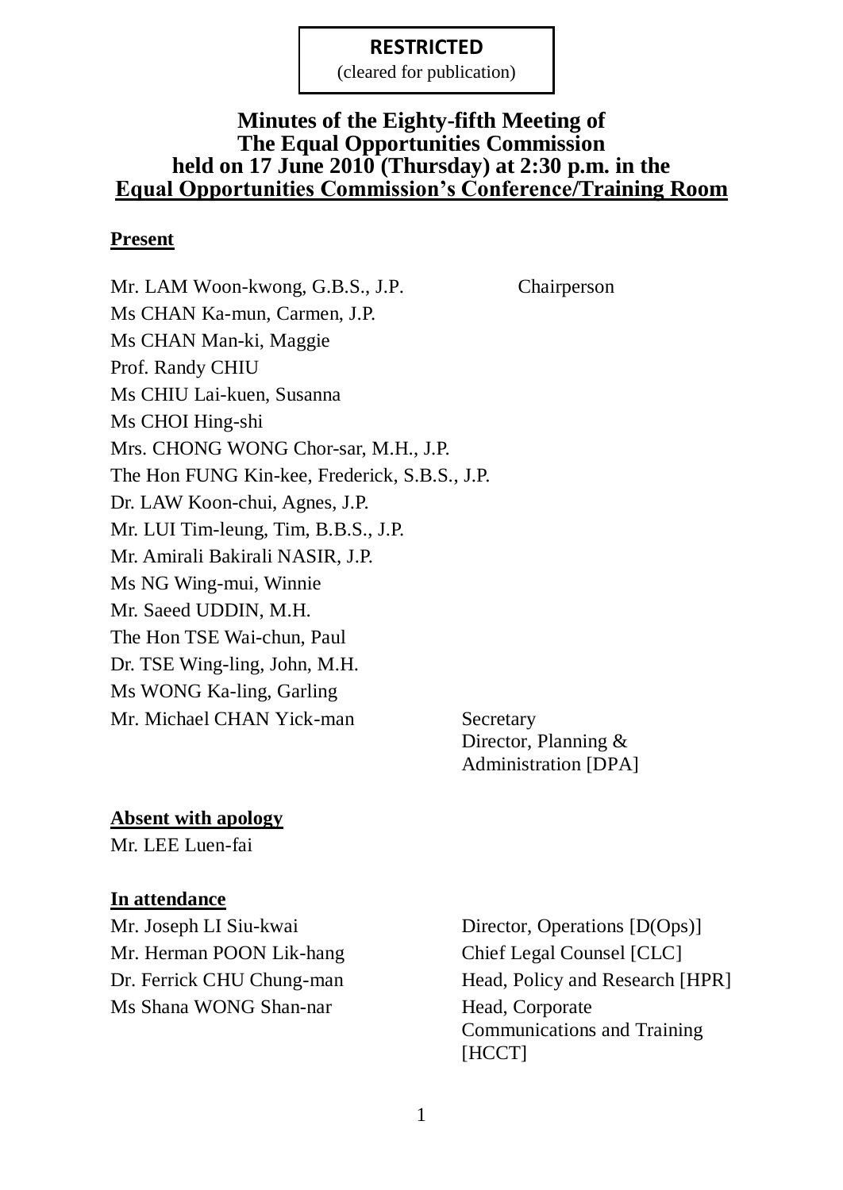**RESTRICTED**
(cleared for publication)

# Minutes of the Eighty-fifth Meeting of The Equal Opportunities Commission held on 17 June 2010 (Thursday) at 2:30 p.m. in the Equal Opportunities Commission's Conference/Training Room

## Present

| | |
|---|---|
| Mr. LAM Woon-kwong, G.B.S., J.P. | Chairperson |
| Ms CHAN Ka-mun, Carmen, J.P. | |
| Ms CHAN Man-ki, Maggie | |
| Prof. Randy CHIU | |
| Ms CHIU Lai-kuen, Susanna | |
| Ms CHOI Hing-shi | |
| Mrs. CHONG WONG Chor-sar, M.H., J.P. | |
| The Hon FUNG Kin-kee, Frederick, S.B.S., J.P. | |
| Dr. LAW Koon-chui, Agnes, J.P. | |
| Mr. LUI Tim-leung, Tim, B.B.S., J.P. | |
| Mr. Amirali Bakirali NASIR, J.P. | |
| Ms NG Wing-mui, Winnie | |
| Mr. Saeed UDDIN, M.H. | |
| The Hon TSE Wai-chun, Paul | |
| Dr. TSE Wing-ling, John, M.H. | |
| Ms WONG Ka-ling, Garling | |
| Mr. Michael CHAN Yick-man | Secretary<br>Director, Planning & Administration [DPA] |

## Absent with apology

Mr. LEE Luen-fai

## In attendance

| | |
|---|---|
| Mr. Joseph LI Siu-kwai | Director, Operations [D(Ops)] |
| Mr. Herman POON Lik-hang | Chief Legal Counsel [CLC] |
| Dr. Ferrick CHU Chung-man | Head, Policy and Research [HPR] |
| Ms Shana WONG Shan-nar | Head, Corporate Communications and Training [HCCT] |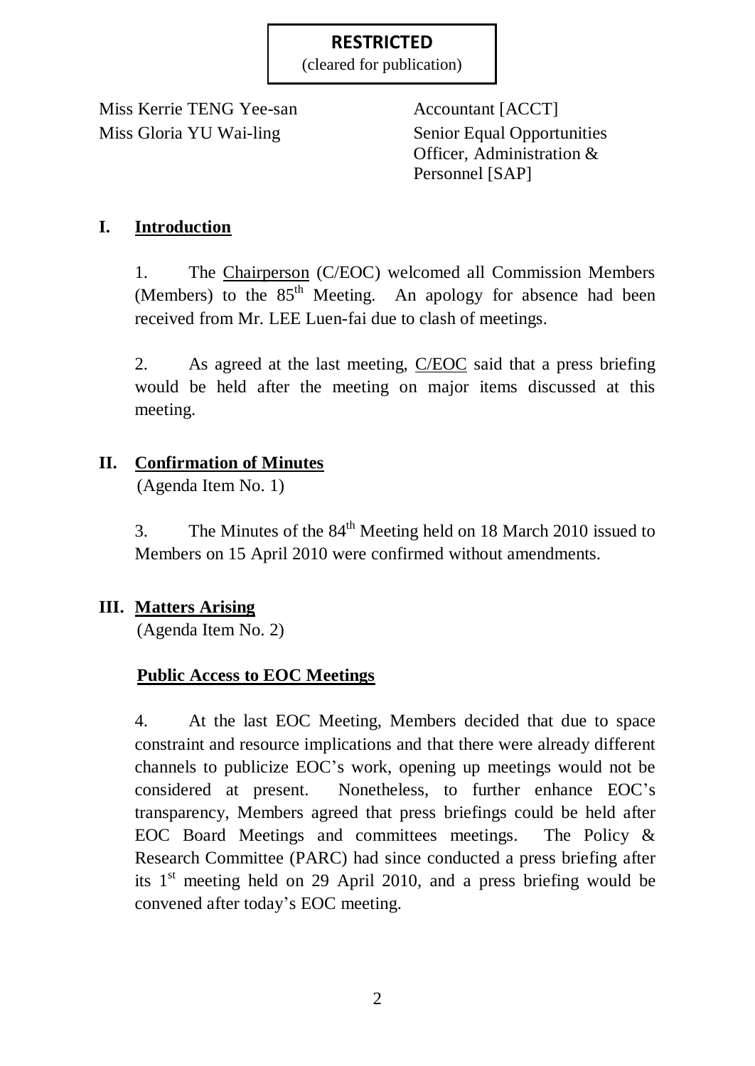**RESTRICTED**
(cleared for publication)

| | |
|---|---|
| Miss Kerrie TENG Yee-san | Accountant [ACCT] |
| Miss Gloria YU Wai-ling | Senior Equal Opportunities Officer, Administration & Personnel [SAP] |

## I. Introduction

1. The Chairperson (C/EOC) welcomed all Commission Members (Members) to the 85th Meeting. An apology for absence had been received from Mr. LEE Luen-fai due to clash of meetings.

2. As agreed at the last meeting, C/EOC said that a press briefing would be held after the meeting on major items discussed at this meeting.

## II. Confirmation of Minutes

(Agenda Item No. 1)

3. The Minutes of the 84th Meeting held on 18 March 2010 issued to Members on 15 April 2010 were confirmed without amendments.

## III. Matters Arising

(Agenda Item No. 2)

### Public Access to EOC Meetings

4. At the last EOC Meeting, Members decided that due to space constraint and resource implications and that there were already different channels to publicize EOC's work, opening up meetings would not be considered at present. Nonetheless, to further enhance EOC's transparency, Members agreed that press briefings could be held after EOC Board Meetings and committees meetings. The Policy & Research Committee (PARC) had since conducted a press briefing after its 1st meeting held on 29 April 2010, and a press briefing would be convened after today's EOC meeting.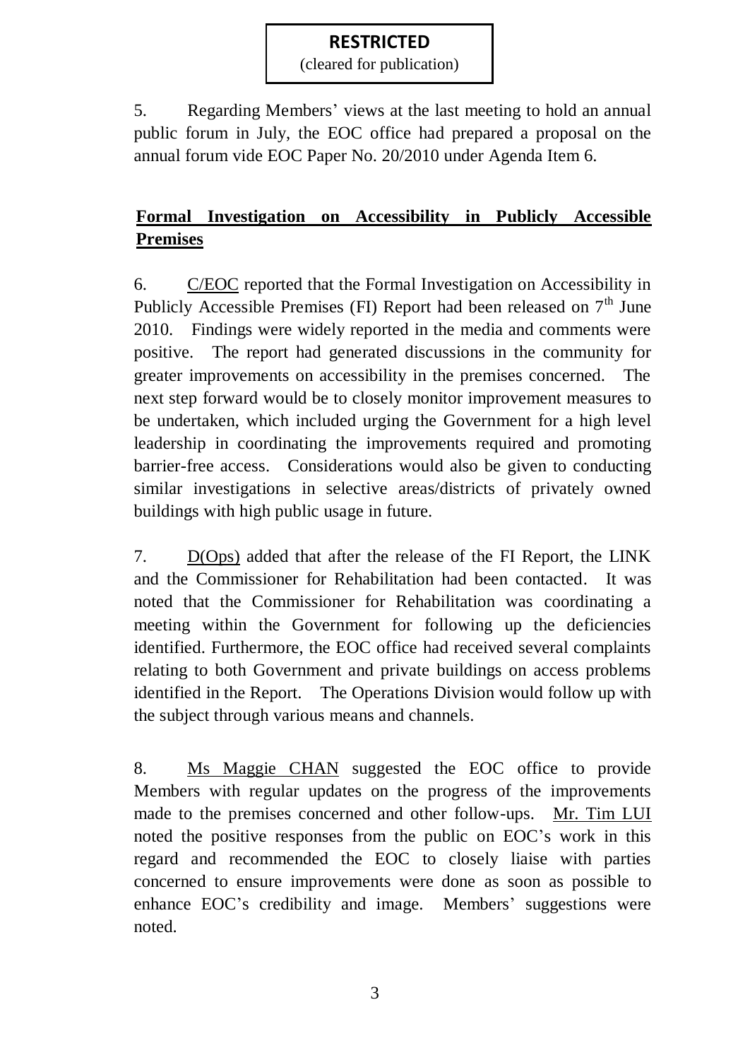**RESTRICTED**
(cleared for publication)

5. Regarding Members' views at the last meeting to hold an annual public forum in July, the EOC office had prepared a proposal on the annual forum vide EOC Paper No. 20/2010 under Agenda Item 6.

## Formal Investigation on Accessibility in Publicly Accessible Premises

6. C/EOC reported that the Formal Investigation on Accessibility in Publicly Accessible Premises (FI) Report had been released on 7th June 2010. Findings were widely reported in the media and comments were positive. The report had generated discussions in the community for greater improvements on accessibility in the premises concerned. The next step forward would be to closely monitor improvement measures to be undertaken, which included urging the Government for a high level leadership in coordinating the improvements required and promoting barrier-free access. Considerations would also be given to conducting similar investigations in selective areas/districts of privately owned buildings with high public usage in future.

7. D(Ops) added that after the release of the FI Report, the LINK and the Commissioner for Rehabilitation had been contacted. It was noted that the Commissioner for Rehabilitation was coordinating a meeting within the Government for following up the deficiencies identified. Furthermore, the EOC office had received several complaints relating to both Government and private buildings on access problems identified in the Report. The Operations Division would follow up with the subject through various means and channels.

8. Ms Maggie CHAN suggested the EOC office to provide Members with regular updates on the progress of the improvements made to the premises concerned and other follow-ups. Mr. Tim LUI noted the positive responses from the public on EOC's work in this regard and recommended the EOC to closely liaise with parties concerned to ensure improvements were done as soon as possible to enhance EOC's credibility and image. Members' suggestions were noted.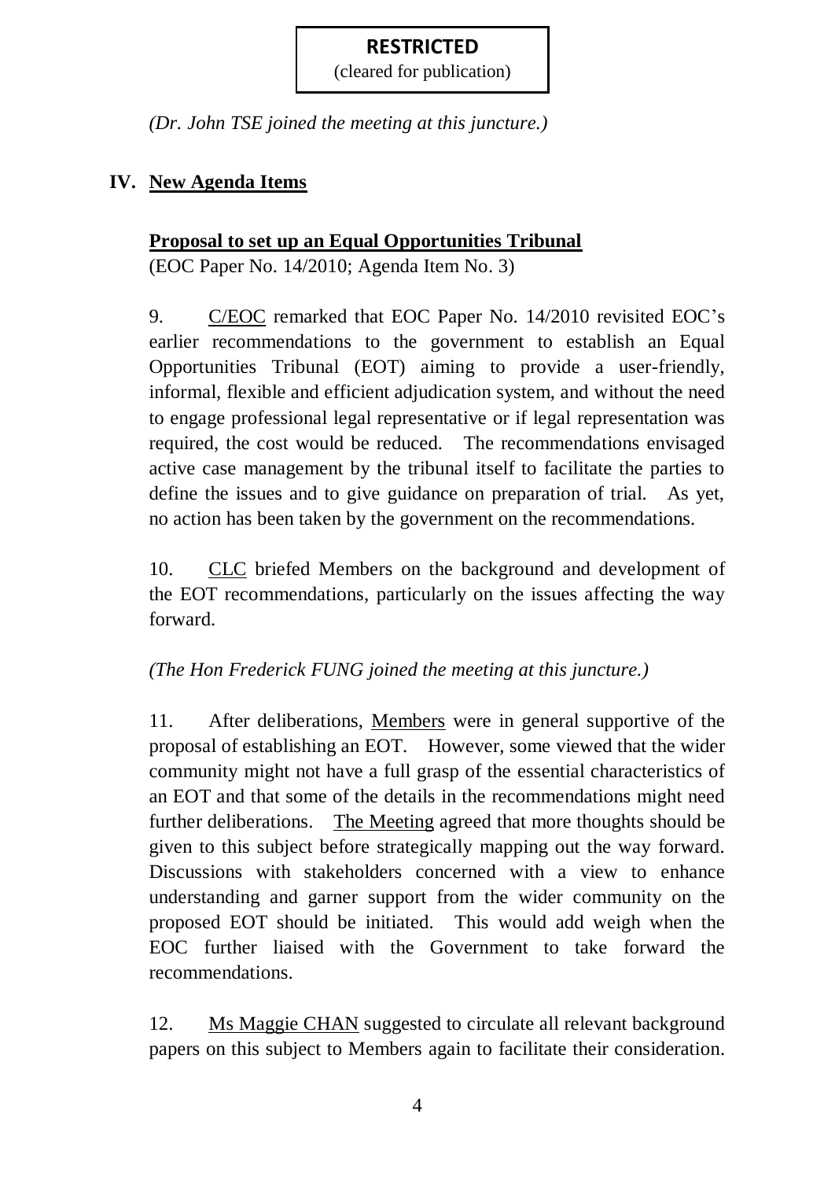**RESTRICTED**
(cleared for publication)

*(Dr. John TSE joined the meeting at this juncture.)*

## IV. New Agenda Items

### Proposal to set up an Equal Opportunities Tribunal

(EOC Paper No. 14/2010; Agenda Item No. 3)

9. C/EOC remarked that EOC Paper No. 14/2010 revisited EOC's earlier recommendations to the government to establish an Equal Opportunities Tribunal (EOT) aiming to provide a user-friendly, informal, flexible and efficient adjudication system, and without the need to engage professional legal representative or if legal representation was required, the cost would be reduced. The recommendations envisaged active case management by the tribunal itself to facilitate the parties to define the issues and to give guidance on preparation of trial. As yet, no action has been taken by the government on the recommendations.

10. CLC briefed Members on the background and development of the EOT recommendations, particularly on the issues affecting the way forward.

*(The Hon Frederick FUNG joined the meeting at this juncture.)*

11. After deliberations, Members were in general supportive of the proposal of establishing an EOT. However, some viewed that the wider community might not have a full grasp of the essential characteristics of an EOT and that some of the details in the recommendations might need further deliberations. The Meeting agreed that more thoughts should be given to this subject before strategically mapping out the way forward. Discussions with stakeholders concerned with a view to enhance understanding and garner support from the wider community on the proposed EOT should be initiated. This would add weigh when the EOC further liaised with the Government to take forward the recommendations.

12. Ms Maggie CHAN suggested to circulate all relevant background papers on this subject to Members again to facilitate their consideration.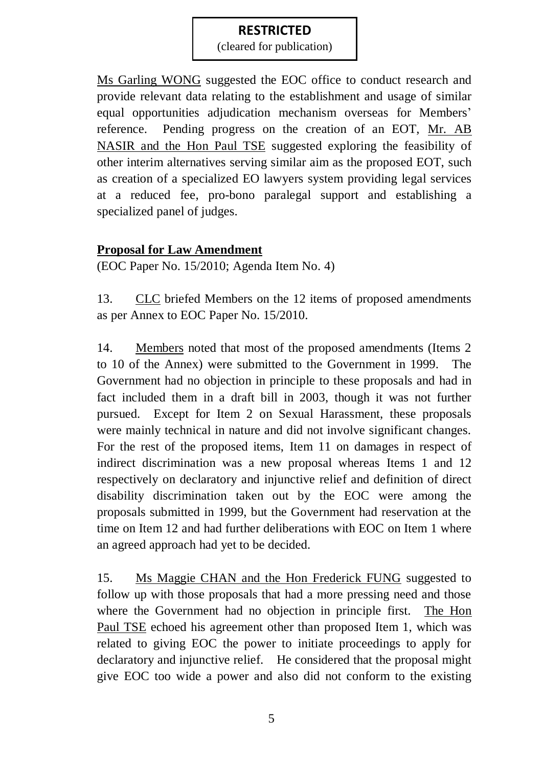**RESTRICTED**
(cleared for publication)

Ms Garling WONG suggested the EOC office to conduct research and provide relevant data relating to the establishment and usage of similar equal opportunities adjudication mechanism overseas for Members' reference. Pending progress on the creation of an EOT, Mr. AB NASIR and the Hon Paul TSE suggested exploring the feasibility of other interim alternatives serving similar aim as the proposed EOT, such as creation of a specialized EO lawyers system providing legal services at a reduced fee, pro-bono paralegal support and establishing a specialized panel of judges.

**Proposal for Law Amendment**

(EOC Paper No. 15/2010; Agenda Item No. 4)

13. CLC briefed Members on the 12 items of proposed amendments as per Annex to EOC Paper No. 15/2010.

14. Members noted that most of the proposed amendments (Items 2 to 10 of the Annex) were submitted to the Government in 1999. The Government had no objection in principle to these proposals and had in fact included them in a draft bill in 2003, though it was not further pursued. Except for Item 2 on Sexual Harassment, these proposals were mainly technical in nature and did not involve significant changes. For the rest of the proposed items, Item 11 on damages in respect of indirect discrimination was a new proposal whereas Items 1 and 12 respectively on declaratory and injunctive relief and definition of direct disability discrimination taken out by the EOC were among the proposals submitted in 1999, but the Government had reservation at the time on Item 12 and had further deliberations with EOC on Item 1 where an agreed approach had yet to be decided.

15. Ms Maggie CHAN and the Hon Frederick FUNG suggested to follow up with those proposals that had a more pressing need and those where the Government had no objection in principle first. The Hon Paul TSE echoed his agreement other than proposed Item 1, which was related to giving EOC the power to initiate proceedings to apply for declaratory and injunctive relief. He considered that the proposal might give EOC too wide a power and also did not conform to the existing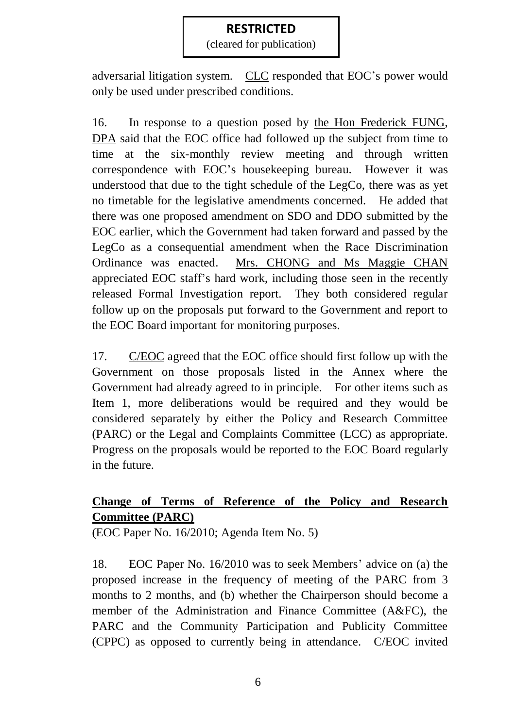adversarial litigation system. CLC responded that EOC's power would only be used under prescribed conditions.

16. In response to a question posed by the Hon Frederick FUNG, DPA said that the EOC office had followed up the subject from time to time at the six-monthly review meeting and through written correspondence with EOC's housekeeping bureau. However it was understood that due to the tight schedule of the LegCo, there was as yet no timetable for the legislative amendments concerned. He added that there was one proposed amendment on SDO and DDO submitted by the EOC earlier, which the Government had taken forward and passed by the LegCo as a consequential amendment when the Race Discrimination Ordinance was enacted. Mrs. CHONG and Ms Maggie CHAN appreciated EOC staff's hard work, including those seen in the recently released Formal Investigation report. They both considered regular follow up on the proposals put forward to the Government and report to the EOC Board important for monitoring purposes.

17. C/EOC agreed that the EOC office should first follow up with the Government on those proposals listed in the Annex where the Government had already agreed to in principle. For other items such as Item 1, more deliberations would be required and they would be considered separately by either the Policy and Research Committee (PARC) or the Legal and Complaints Committee (LCC) as appropriate. Progress on the proposals would be reported to the EOC Board regularly in the future.

**Change of Terms of Reference of the Policy and Research Committee (PARC)**

(EOC Paper No. 16/2010; Agenda Item No. 5)

18. EOC Paper No. 16/2010 was to seek Members' advice on (a) the proposed increase in the frequency of meeting of the PARC from 3 months to 2 months, and (b) whether the Chairperson should become a member of the Administration and Finance Committee (A&FC), the PARC and the Community Participation and Publicity Committee (CPPC) as opposed to currently being in attendance. C/EOC invited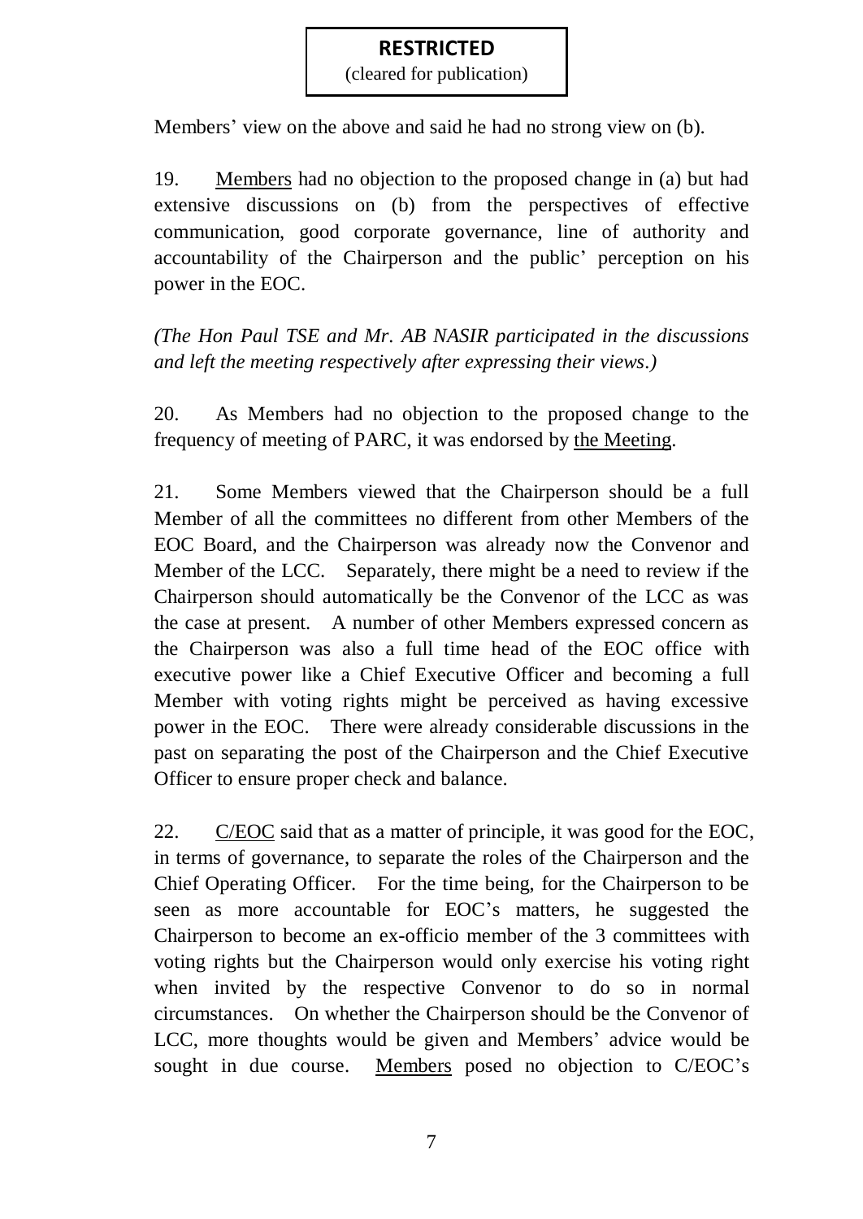**RESTRICTED**
(cleared for publication)

Members' view on the above and said he had no strong view on (b).

19. Members had no objection to the proposed change in (a) but had extensive discussions on (b) from the perspectives of effective communication, good corporate governance, line of authority and accountability of the Chairperson and the public' perception on his power in the EOC.

*(The Hon Paul TSE and Mr. AB NASIR participated in the discussions and left the meeting respectively after expressing their views.)*

20. As Members had no objection to the proposed change to the frequency of meeting of PARC, it was endorsed by the Meeting.

21. Some Members viewed that the Chairperson should be a full Member of all the committees no different from other Members of the EOC Board, and the Chairperson was already now the Convenor and Member of the LCC. Separately, there might be a need to review if the Chairperson should automatically be the Convenor of the LCC as was the case at present. A number of other Members expressed concern as the Chairperson was also a full time head of the EOC office with executive power like a Chief Executive Officer and becoming a full Member with voting rights might be perceived as having excessive power in the EOC. There were already considerable discussions in the past on separating the post of the Chairperson and the Chief Executive Officer to ensure proper check and balance.

22. C/EOC said that as a matter of principle, it was good for the EOC, in terms of governance, to separate the roles of the Chairperson and the Chief Operating Officer. For the time being, for the Chairperson to be seen as more accountable for EOC's matters, he suggested the Chairperson to become an ex-officio member of the 3 committees with voting rights but the Chairperson would only exercise his voting right when invited by the respective Convenor to do so in normal circumstances. On whether the Chairperson should be the Convenor of LCC, more thoughts would be given and Members' advice would be sought in due course. Members posed no objection to C/EOC's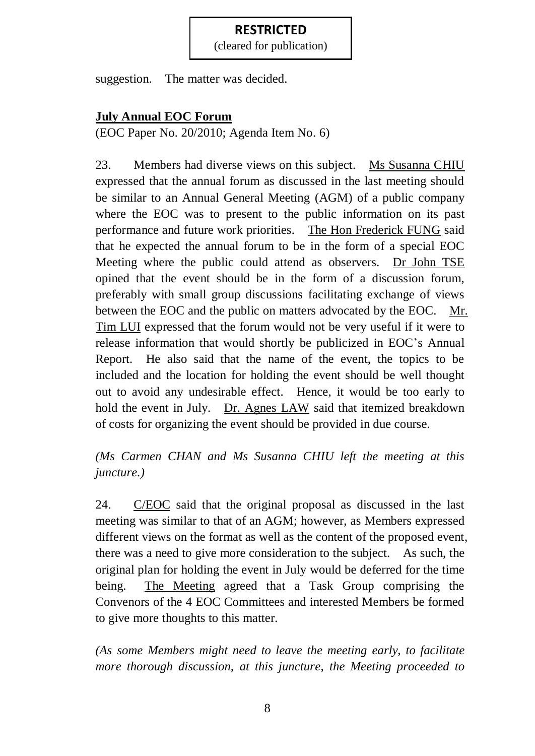suggestion. The matter was decided.

**July Annual EOC Forum**

(EOC Paper No. 20/2010; Agenda Item No. 6)

23. Members had diverse views on this subject. Ms Susanna CHIU expressed that the annual forum as discussed in the last meeting should be similar to an Annual General Meeting (AGM) of a public company where the EOC was to present to the public information on its past performance and future work priorities. The Hon Frederick FUNG said that he expected the annual forum to be in the form of a special EOC Meeting where the public could attend as observers. Dr John TSE opined that the event should be in the form of a discussion forum, preferably with small group discussions facilitating exchange of views between the EOC and the public on matters advocated by the EOC. Mr. Tim LUI expressed that the forum would not be very useful if it were to release information that would shortly be publicized in EOC's Annual Report. He also said that the name of the event, the topics to be included and the location for holding the event should be well thought out to avoid any undesirable effect. Hence, it would be too early to hold the event in July. Dr. Agnes LAW said that itemized breakdown of costs for organizing the event should be provided in due course.

*(Ms Carmen CHAN and Ms Susanna CHIU left the meeting at this juncture.)*

24. C/EOC said that the original proposal as discussed in the last meeting was similar to that of an AGM; however, as Members expressed different views on the format as well as the content of the proposed event, there was a need to give more consideration to the subject. As such, the original plan for holding the event in July would be deferred for the time being. The Meeting agreed that a Task Group comprising the Convenors of the 4 EOC Committees and interested Members be formed to give more thoughts to this matter.

*(As some Members might need to leave the meeting early, to facilitate more thorough discussion, at this juncture, the Meeting proceeded to*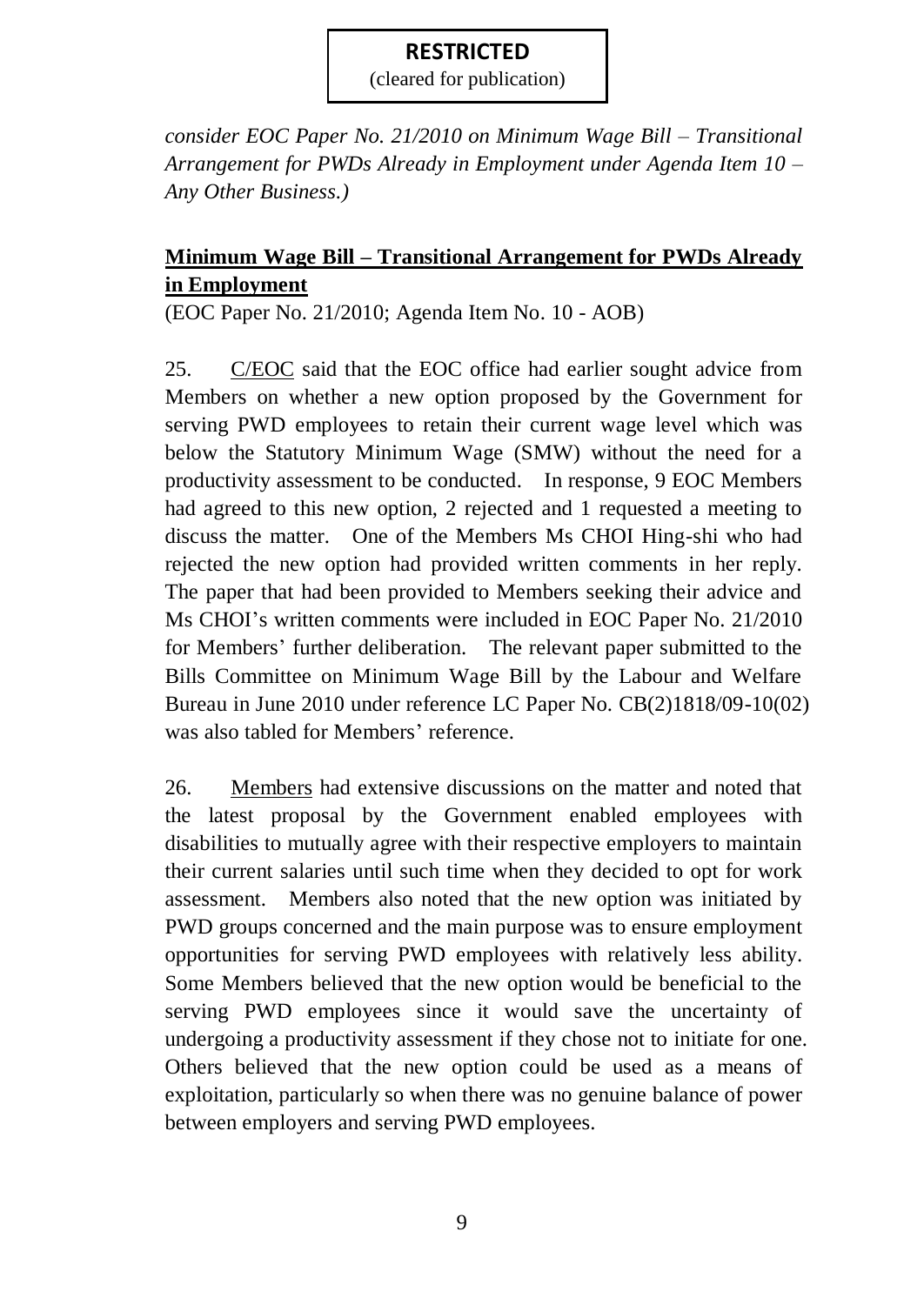**RESTRICTED**
(cleared for publication)

*consider EOC Paper No. 21/2010 on Minimum Wage Bill – Transitional Arrangement for PWDs Already in Employment under Agenda Item 10 – Any Other Business.)*

**Minimum Wage Bill – Transitional Arrangement for PWDs Already in Employment**

(EOC Paper No. 21/2010; Agenda Item No. 10 - AOB)

25. C/EOC said that the EOC office had earlier sought advice from Members on whether a new option proposed by the Government for serving PWD employees to retain their current wage level which was below the Statutory Minimum Wage (SMW) without the need for a productivity assessment to be conducted. In response, 9 EOC Members had agreed to this new option, 2 rejected and 1 requested a meeting to discuss the matter. One of the Members Ms CHOI Hing-shi who had rejected the new option had provided written comments in her reply. The paper that had been provided to Members seeking their advice and Ms CHOI's written comments were included in EOC Paper No. 21/2010 for Members' further deliberation. The relevant paper submitted to the Bills Committee on Minimum Wage Bill by the Labour and Welfare Bureau in June 2010 under reference LC Paper No. CB(2)1818/09-10(02) was also tabled for Members' reference.

26. Members had extensive discussions on the matter and noted that the latest proposal by the Government enabled employees with disabilities to mutually agree with their respective employers to maintain their current salaries until such time when they decided to opt for work assessment. Members also noted that the new option was initiated by PWD groups concerned and the main purpose was to ensure employment opportunities for serving PWD employees with relatively less ability. Some Members believed that the new option would be beneficial to the serving PWD employees since it would save the uncertainty of undergoing a productivity assessment if they chose not to initiate for one. Others believed that the new option could be used as a means of exploitation, particularly so when there was no genuine balance of power between employers and serving PWD employees.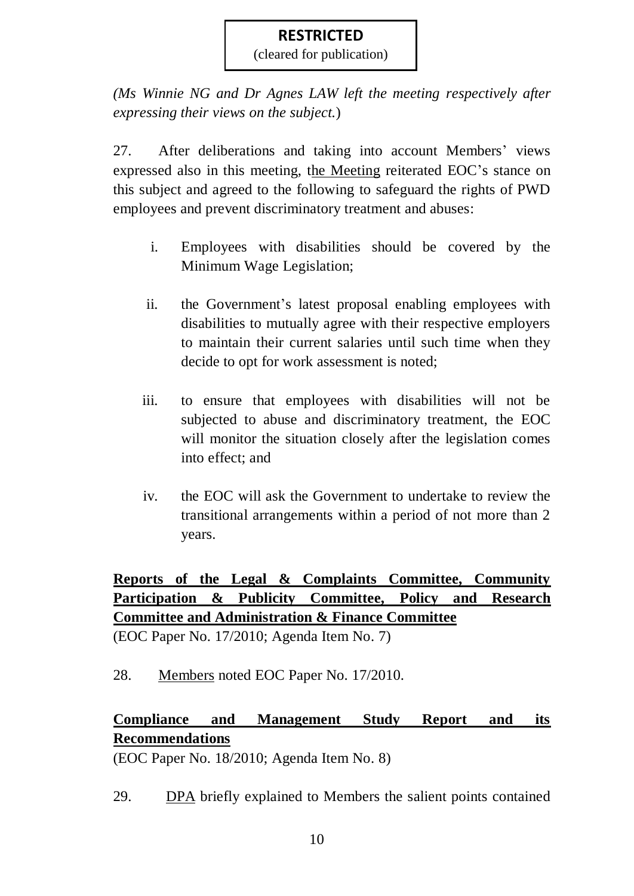**RESTRICTED**
(cleared for publication)

*(Ms Winnie NG and Dr Agnes LAW left the meeting respectively after expressing their views on the subject.*)

27. After deliberations and taking into account Members' views expressed also in this meeting, the Meeting reiterated EOC's stance on this subject and agreed to the following to safeguard the rights of PWD employees and prevent discriminatory treatment and abuses:

i. Employees with disabilities should be covered by the Minimum Wage Legislation;

ii. the Government's latest proposal enabling employees with disabilities to mutually agree with their respective employers to maintain their current salaries until such time when they decide to opt for work assessment is noted;

iii. to ensure that employees with disabilities will not be subjected to abuse and discriminatory treatment, the EOC will monitor the situation closely after the legislation comes into effect; and

iv. the EOC will ask the Government to undertake to review the transitional arrangements within a period of not more than 2 years.

**Reports of the Legal & Complaints Committee, Community Participation & Publicity Committee, Policy and Research Committee and Administration & Finance Committee**
(EOC Paper No. 17/2010; Agenda Item No. 7)

28. Members noted EOC Paper No. 17/2010.

**Compliance and Management Study Report and its Recommendations**
(EOC Paper No. 18/2010; Agenda Item No. 8)

29. DPA briefly explained to Members the salient points contained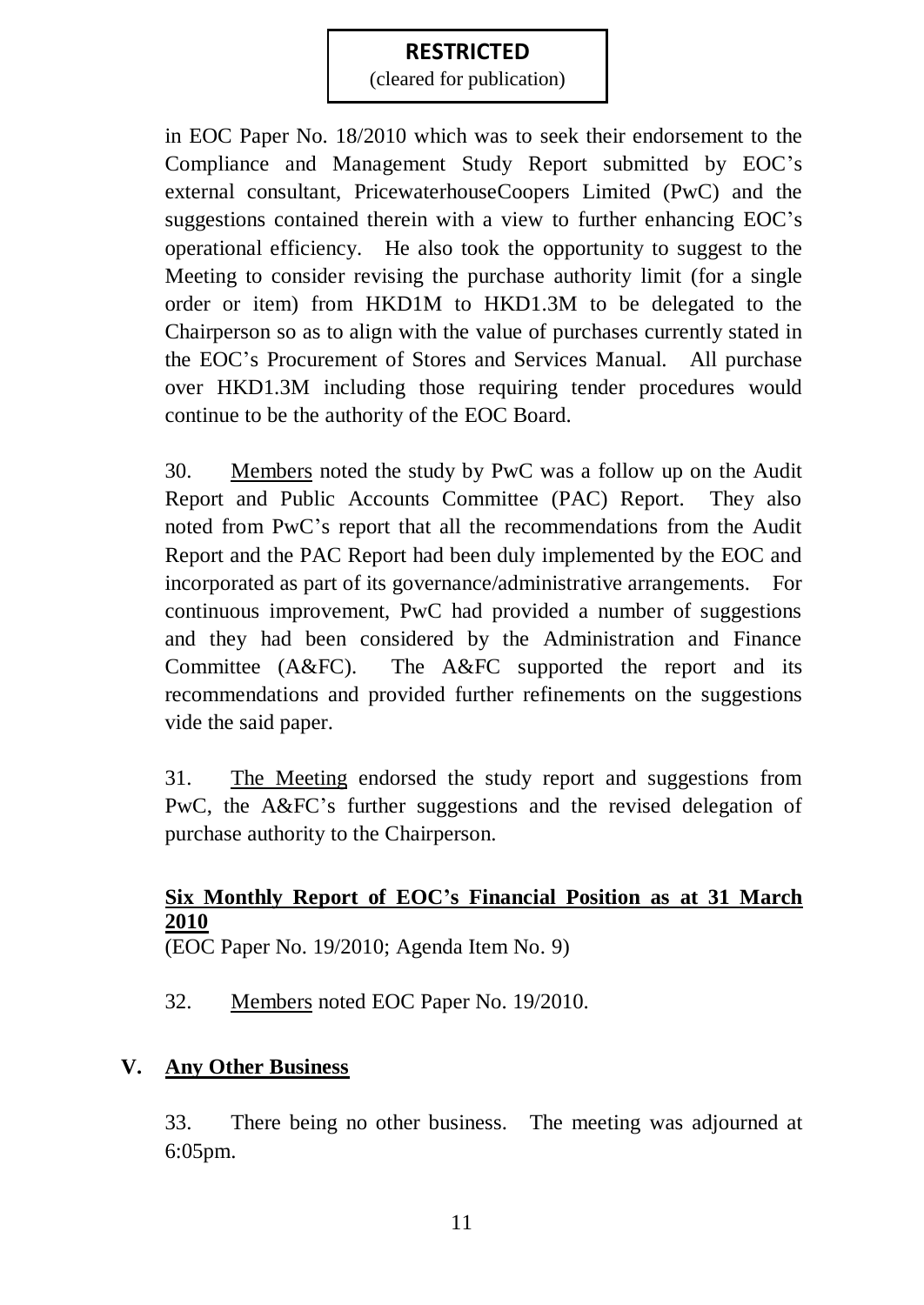**RESTRICTED**
(cleared for publication)

in EOC Paper No. 18/2010 which was to seek their endorsement to the Compliance and Management Study Report submitted by EOC's external consultant, PricewaterhouseCoopers Limited (PwC) and the suggestions contained therein with a view to further enhancing EOC's operational efficiency. He also took the opportunity to suggest to the Meeting to consider revising the purchase authority limit (for a single order or item) from HKD1M to HKD1.3M to be delegated to the Chairperson so as to align with the value of purchases currently stated in the EOC's Procurement of Stores and Services Manual. All purchase over HKD1.3M including those requiring tender procedures would continue to be the authority of the EOC Board.

30. Members noted the study by PwC was a follow up on the Audit Report and Public Accounts Committee (PAC) Report. They also noted from PwC's report that all the recommendations from the Audit Report and the PAC Report had been duly implemented by the EOC and incorporated as part of its governance/administrative arrangements. For continuous improvement, PwC had provided a number of suggestions and they had been considered by the Administration and Finance Committee (A&FC). The A&FC supported the report and its recommendations and provided further refinements on the suggestions vide the said paper.

31. The Meeting endorsed the study report and suggestions from PwC, the A&FC's further suggestions and the revised delegation of purchase authority to the Chairperson.

**Six Monthly Report of EOC's Financial Position as at 31 March 2010**
(EOC Paper No. 19/2010; Agenda Item No. 9)

32. Members noted EOC Paper No. 19/2010.

## V. Any Other Business

33. There being no other business. The meeting was adjourned at 6:05pm.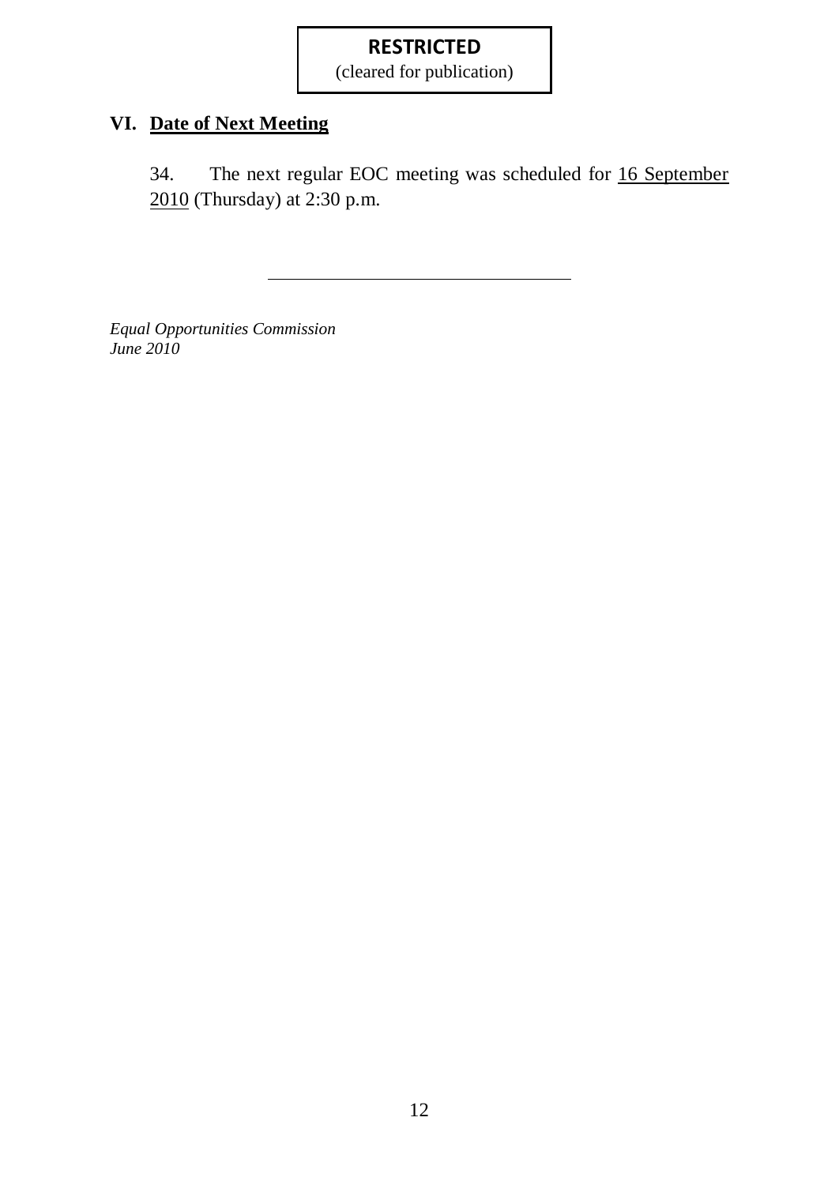**RESTRICTED**
(cleared for publication)

## VI. Date of Next Meeting

34. The next regular EOC meeting was scheduled for 16 September 2010 (Thursday) at 2:30 p.m.

---

*Equal Opportunities Commission*
*June 2010*